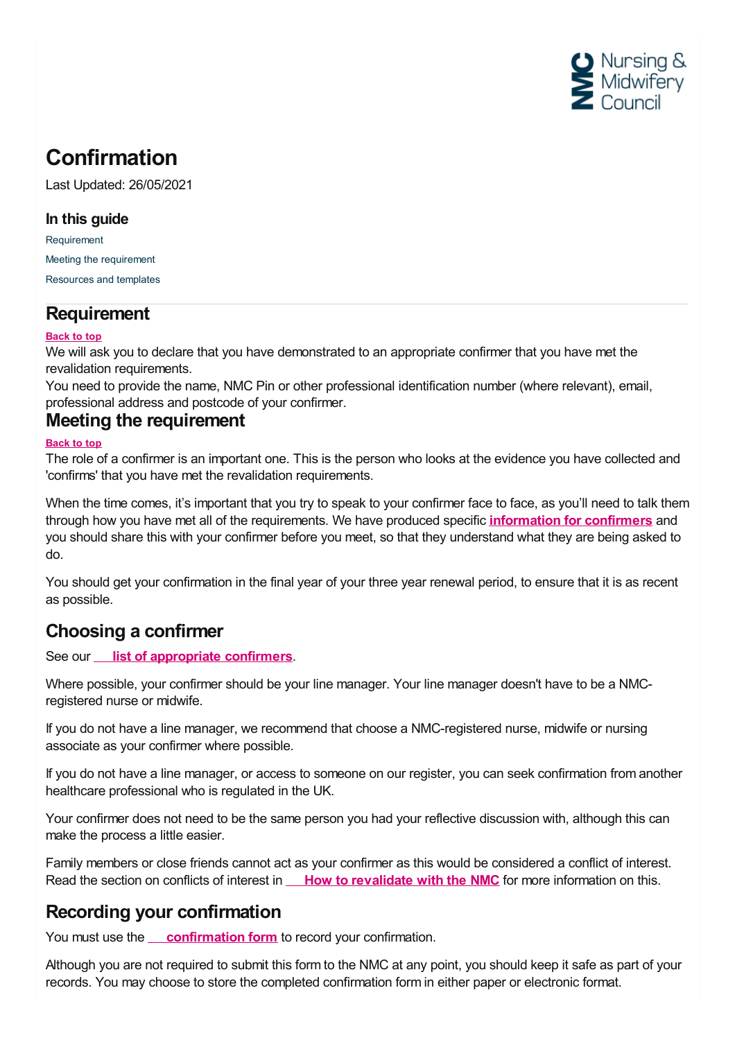# Confirmation

Last Updated: 26/05/2021

### In this guide

Requirement

Meeting the requirement

Resources and templates

## Requirement

Back to top

We will ask you to declare that you have demonstrated to an appropriate confirmer that you have met the revalidation requirements.

You need to provide the name, NMC Pin or other professional identification number (where relevant), email, professional address and postcode of your confirmer.

## Meeting the requirement

Back to top

The role of a confirmer is an important one. This is the person who looks at the evidence you have collected and 'confirms' that you have met the revalidation requirements.

When the time comes, it's important that you try to speak to your confirmer face to face, as you'll need to talk them through how you have met all of the requirements. We have produced specific **information for confirmers** and you should share this with your confirmer before you meet, so that they understand what they are being asked to do.

You should get your confirmation in the final year of your three year renewal period, to ensure that it is as recent as possible.

## Choosing a confirmer

See our **list of appropriate confirmers**.

Where possible, your confirmer should be your line manager. Your line manager doesn't have to be a NMC-registered nurse or midwife.

If you do not have a line manager, we recommend that choose a NMC-registered nurse, midwife or nursing associate as your confirmer where possible.

If you do not have a line manager, or access to someone on our register, you can seek confirmation from another healthcare professional who is regulated in the UK.

Your confirmer does not need to be the same person you had your reflective discussion with, although this can make the process a little easier.

Family members or close friends cannot act as your confirmer as this would be considered a conflict of interest. Read the section on conflicts of interest in **How to revalidate with the NMC** for more information on this.

## Recording your confirmation

You must use the **confirmation form** to record your confirmation.

Although you are not required to submit this form to the NMC at any point, you should keep it safe as part of your records. You may choose to store the completed confirmation form in either paper or electronic format.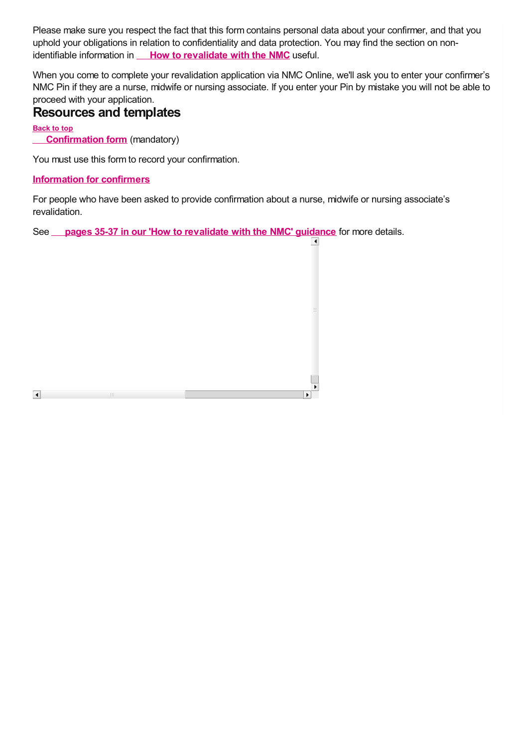Please make sure you respect the fact that this form contains personal data about your confirmer, and that you uphold your obligations in relation to confidentiality and data protection. You may find the section on non-identifiable information in **How to revalidate with the NMC** useful.

When you come to complete your revalidation application via NMC Online, we'll ask you to enter your confirmer's NMC Pin if they are a nurse, midwife or nursing associate. If you enter your Pin by mistake you will not be able to proceed with your application.

## Resources and templates

Back to top

**Confirmation form** (mandatory)

You must use this form to record your confirmation.

**Information for confirmers**

For people who have been asked to provide confirmation about a nurse, midwife or nursing associate's revalidation.

See **pages 35-37 in our 'How to revalidate with the NMC' guidance** for more details.